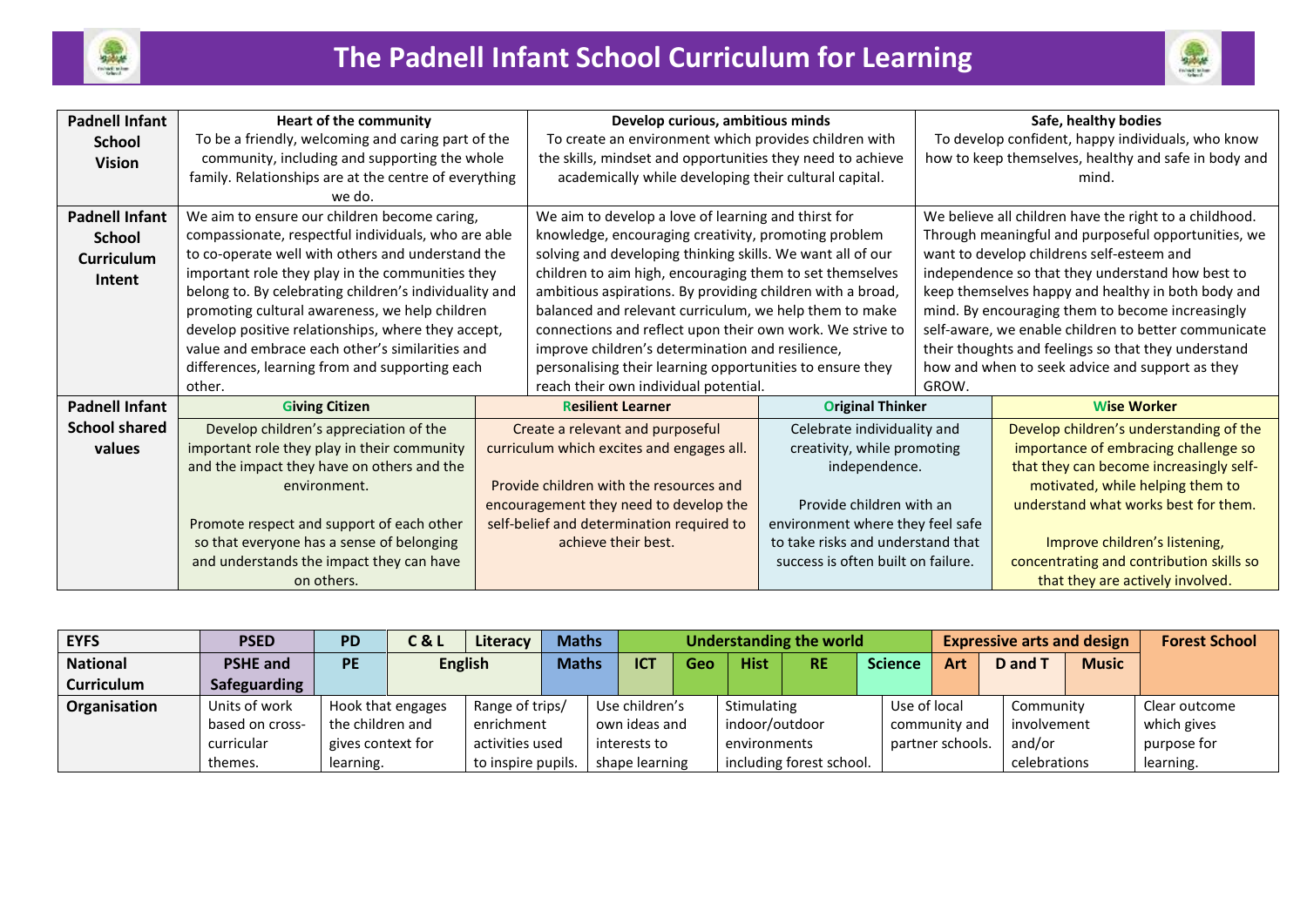# The Padnell Infant School Curriculum for Learning

| | | | | |
|---|---|---|---|---|
| **Padnell Infant School Vision** | **Heart of the community**<br>To be a friendly, welcoming and caring part of the community, including and supporting the whole family. Relationships are at the centre of everything we do. | **Develop curious, ambitious minds**<br>To create an environment which provides children with the skills, mindset and opportunities they need to achieve academically while developing their cultural capital. | | **Safe, healthy bodies**<br>To develop confident, happy individuals, who know how to keep themselves, healthy and safe in body and mind. |
| **Padnell Infant School Curriculum Intent** | We aim to ensure our children become caring, compassionate, respectful individuals, who are able to co-operate well with others and understand the important role they play in the communities they belong to. By celebrating children's individuality and promoting cultural awareness, we help children develop positive relationships, where they accept, value and embrace each other's similarities and differences, learning from and supporting each other. | We aim to develop a love of learning and thirst for knowledge, encouraging creativity, promoting problem solving and developing thinking skills. We want all of our children to aim high, encouraging them to set themselves ambitious aspirations. By providing children with a broad, balanced and relevant curriculum, we help them to make connections and reflect upon their own work. We strive to improve children's determination and resilience, personalising their learning opportunities to ensure they reach their own individual potential. | | We believe all children have the right to a childhood. Through meaningful and purposeful opportunities, we want to develop childrens self-esteem and independence so that they understand how best to keep themselves happy and healthy in both body and mind. By encouraging them to become increasingly self-aware, we enable children to better communicate their thoughts and feelings so that they understand how and when to seek advice and support as they GROW. |
| **Padnell Infant School shared values** | **Giving Citizen**<br>Develop children's appreciation of the important role they play in their community and the impact they have on others and the environment.<br><br>Promote respect and support of each other so that everyone has a sense of belonging and understands the impact they can have on others. | **Resilient Learner**<br>Create a relevant and purposeful curriculum which excites and engages all.<br><br>Provide children with the resources and encouragement they need to develop the self-belief and determination required to achieve their best. | **Original Thinker**<br>Celebrate individuality and creativity, while promoting independence.<br><br>Provide children with an environment where they feel safe to take risks and understand that success is often built on failure. | **Wise Worker**<br>Develop children's understanding of the importance of embracing challenge so that they can become increasingly self-motivated, while helping them to understand what works best for them.<br><br>Improve children's listening, concentrating and contribution skills so that they are actively involved. |

| **EYFS** | **PSED** | **PD** | **C & L** | **Literacy** | **Maths** | **Understanding the world** | | | | | **Expressive arts and design** | | | **Forest School** |
|---|---|---|---|---|---|---|---|---|---|---|---|---|---|---|
| **National Curriculum** | **PSHE and Safeguarding** | **PE** | **English** | | **Maths** | **ICT** | **Geo** | **Hist** | **RE** | **Science** | **Art** | **D and T** | **Music** | |
| **Organisation** | Units of work based on cross-curricular themes. | Hook that engages the children and gives context for learning. | | Range of trips/ enrichment activities used to inspire pupils. | | Use children's own ideas and interests to shape learning | | Stimulating indoor/outdoor environments including forest school. | | Use of local community and partner schools. | | Community involvement and/or celebrations | | Clear outcome which gives purpose for learning. |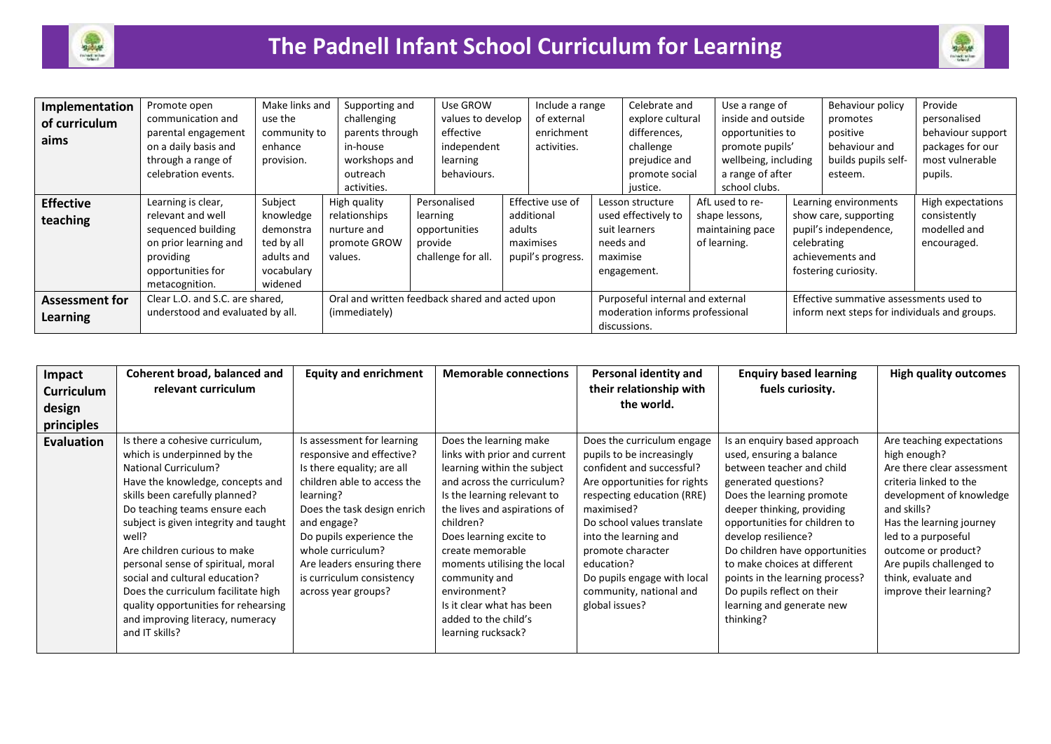# The Padnell Infant School Curriculum for Learning

| Implementation of curriculum aims | Promote open communication and parental engagement on a daily basis and through a range of celebration events. | Make links and use the community to enhance provision. | Supporting and challenging parents through in-house workshops and outreach activities. | Use GROW values to develop effective independent learning behaviours. | Include a range of external enrichment activities. | Celebrate and explore cultural differences, challenge prejudice and promote social justice. | Use a range of inside and outside opportunities to promote pupils' wellbeing, including a range of after school clubs. | Behaviour policy promotes positive behaviour and builds pupils self-esteem. | Provide personalised behaviour support packages for our most vulnerable pupils. |
|---|---|---|---|---|---|---|---|---|---|

| Effective teaching | Learning is clear, relevant and well sequenced building on prior learning and providing opportunities for metacognition. | Subject knowledge demonstrated by all adults and vocabulary widened | High quality relationships nurture and promote GROW values. | Personalised learning opportunities provide challenge for all. | Effective use of additional adults maximises pupil's progress. | Lesson structure used effectively to suit learners needs and maximise engagement. | AfL used to re-shape lessons, maintaining pace of learning. | Learning environments show care, supporting pupil's independence, celebrating achievements and fostering curiosity. | High expectations consistently modelled and encouraged. |
|---|---|---|---|---|---|---|---|---|---|

| Assessment for Learning | Clear L.O. and S.C. are shared, understood and evaluated by all. | Oral and written feedback shared and acted upon (immediately) | Purposeful internal and external moderation informs professional discussions. | Effective summative assessments used to inform next steps for individuals and groups. |
|---|---|---|---|---|

| Impact Curriculum design principles | Coherent broad, balanced and relevant curriculum | Equity and enrichment | Memorable connections | Personal identity and their relationship with the world. | Enquiry based learning fuels curiosity. | High quality outcomes |
|---|---|---|---|---|---|---|
| **Evaluation** | Is there a cohesive curriculum, which is underpinned by the National Curriculum? Have the knowledge, concepts and skills been carefully planned? Do teaching teams ensure each subject is given integrity and taught well? Are children curious to make personal sense of spiritual, moral social and cultural education? Does the curriculum facilitate high quality opportunities for rehearsing and improving literacy, numeracy and IT skills? | Is assessment for learning responsive and effective? Is there equality; are all children able to access the learning? Does the task design enrich and engage? Do pupils experience the whole curriculum? Are leaders ensuring there is curriculum consistency across year groups? | Does the learning make links with prior and current learning within the subject and across the curriculum? Is the learning relevant to the lives and aspirations of children? Does learning excite to create memorable moments utilising the local community and environment? Is it clear what has been added to the child's learning rucksack? | Does the curriculum engage pupils to be increasingly confident and successful? Are opportunities for rights respecting education (RRE) maximised? Do school values translate into the learning and promote character education? Do pupils engage with local community, national and global issues? | Is an enquiry based approach used, ensuring a balance between teacher and child generated questions? Does the learning promote deeper thinking, providing opportunities for children to develop resilience? Do children have opportunities to make choices at different points in the learning process? Do pupils reflect on their learning and generate new thinking? | Are teaching expectations high enough? Are there clear assessment criteria linked to the development of knowledge and skills? Has the learning journey led to a purposeful outcome or product? Are pupils challenged to think, evaluate and improve their learning? |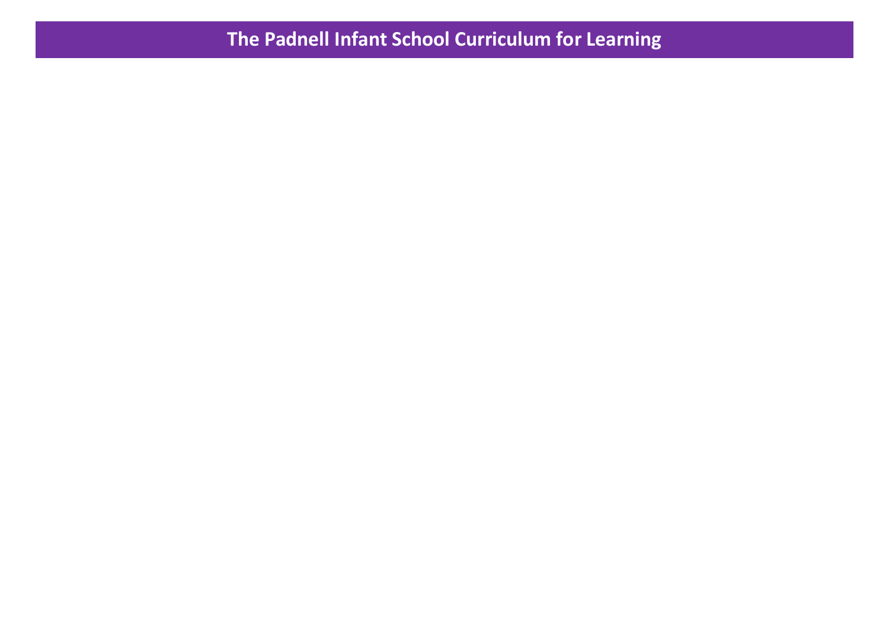# The Padnell Infant School Curriculum for Learning